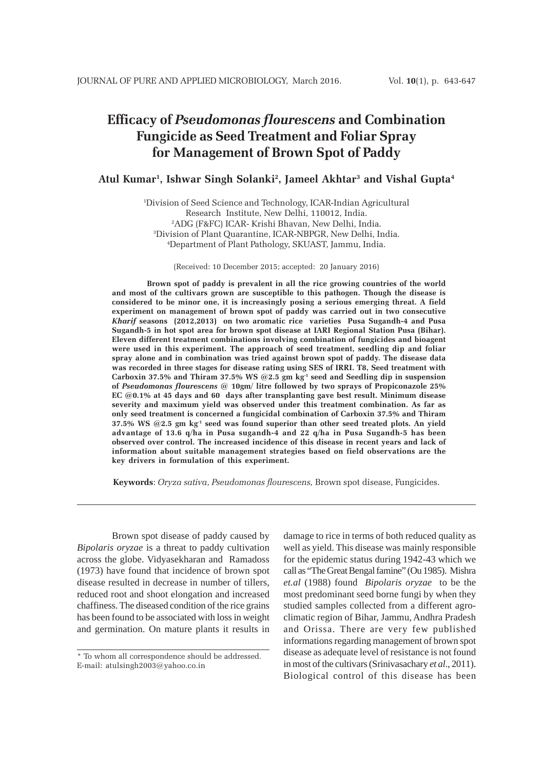# Efficacy of *Pseudomonas flourescens* and Combination Fungicide as Seed Treatment and Foliar Spray for Management of Brown Spot of Paddy

**Atul Kumar[1], Ishwar Singh Solanki[2], Jameel Akhtar[3] and Vishal Gupta[4]**

[1]Division of Seed Science and Technology, ICAR-Indian Agricultural Research Institute, New Delhi, 110012, India.
[2]ADG (F&FC) ICAR- Krishi Bhavan, New Delhi, India.
[3]Division of Plant Quarantine, ICAR-NBPGR, New Delhi, India.
[4]Department of Plant Pathology, SKUAST, Jammu, India.

(Received: 10 December 2015; accepted: 20 January 2016)

**Brown spot of paddy is prevalent in all the rice growing countries of the world and most of the cultivars grown are susceptible to this pathogen. Though the disease is considered to be minor one, it is increasingly posing a serious emerging threat. A field experiment on management of brown spot of paddy was carried out in two consecutive *Kharif* seasons (2012,2013) on two aromatic rice varieties Pusa Sugandh-4 and Pusa Sugandh-5 in hot spot area for brown spot disease at IARI Regional Station Pusa (Bihar). Eleven different treatment combinations involving combination of fungicides and bioagent were used in this experiment. The approach of seed treatment, seedling dip and foliar spray alone and in combination was tried against brown spot of paddy. The disease data was recorded in three stages for disease rating using SES of IRRI. T8, Seed treatment with Carboxin 37.5% and Thiram 37.5% WS @2.5 gm kg$^{-1}$ seed and Seedling dip in suspension of *Pseudomonas flourescens* @ 10gm/ litre followed by two sprays of Propiconazole 25% EC @0.1% at 45 days and 60 days after transplanting gave best result. Minimum disease severity and maximum yield was observed under this treatment combination. As far as only seed treatment is concerned a fungicidal combination of Carboxin 37.5% and Thiram 37.5% WS @2.5 gm kg$^{-1}$ seed was found superior than other seed treated plots. An yield advantage of 13.6 q/ha in Pusa sugandh-4 and 22 q/ha in Pusa Sugandh-5 has been observed over control. The increased incidence of this disease in recent years and lack of information about suitable management strategies based on field observations are the key drivers in formulation of this experiment.**

**Keywords**: *Oryza sativa*, *Pseudomonas flourescens,* Brown spot disease, Fungicides.

---

Brown spot disease of paddy caused by *Bipolaris oryzae* is a threat to paddy cultivation across the globe. Vidyasekharan and Ramadoss (1973) have found that incidence of brown spot disease resulted in decrease in number of tillers, reduced root and shoot elongation and increased chaffiness. The diseased condition of the rice grains has been found to be associated with loss in weight and germination. On mature plants it results in damage to rice in terms of both reduced quality as well as yield. This disease was mainly responsible for the epidemic status during 1942-43 which we call as "The Great Bengal famine" (Ou 1985). Mishra *et.al* (1988) found *Bipolaris oryzae* to be the most predominant seed borne fungi by when they studied samples collected from a different agro-climatic region of Bihar, Jammu, Andhra Pradesh and Orissa. There are very few published informations regarding management of brown spot disease as adequate level of resistance is not found in most of the cultivars (Srinivasachary *et al*., 2011). Biological control of this disease has been

\* To whom all correspondence should be addressed.
E-mail: atulsingh2003@yahoo.co.in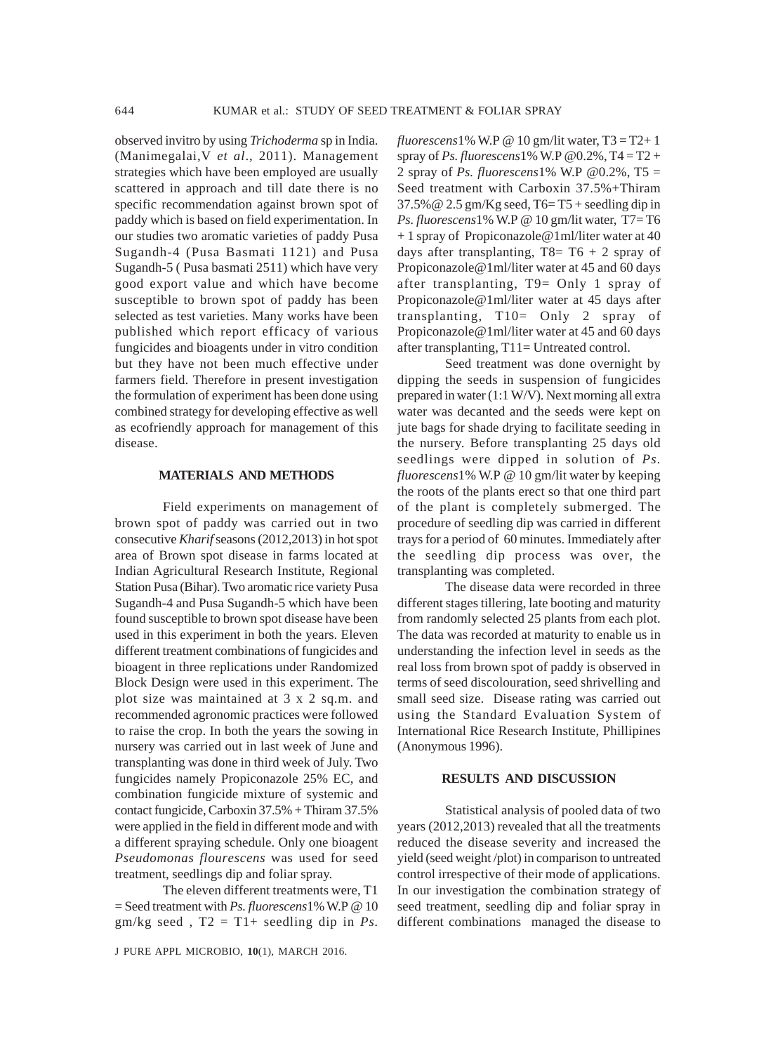observed invitro by using *Trichoderma* sp in India. (Manimegalai,V *et al*., 2011). Management strategies which have been employed are usually scattered in approach and till date there is no specific recommendation against brown spot of paddy which is based on field experimentation. In our studies two aromatic varieties of paddy Pusa Sugandh-4 (Pusa Basmati 1121) and Pusa Sugandh-5 ( Pusa basmati 2511) which have very good export value and which have become susceptible to brown spot of paddy has been selected as test varieties. Many works have been published which report efficacy of various fungicides and bioagents under in vitro condition but they have not been much effective under farmers field. Therefore in present investigation the formulation of experiment has been done using combined strategy for developing effective as well as ecofriendly approach for management of this disease.

## MATERIALS AND METHODS

Field experiments on management of brown spot of paddy was carried out in two consecutive *Kharif* seasons (2012,2013) in hot spot area of Brown spot disease in farms located at Indian Agricultural Research Institute, Regional Station Pusa (Bihar). Two aromatic rice variety Pusa Sugandh-4 and Pusa Sugandh-5 which have been found susceptible to brown spot disease have been used in this experiment in both the years. Eleven different treatment combinations of fungicides and bioagent in three replications under Randomized Block Design were used in this experiment. The plot size was maintained at 3 x 2 sq.m. and recommended agronomic practices were followed to raise the crop. In both the years the sowing in nursery was carried out in last week of June and transplanting was done in third week of July. Two fungicides namely Propiconazole 25% EC, and combination fungicide mixture of systemic and contact fungicide, Carboxin 37.5% + Thiram 37.5% were applied in the field in different mode and with a different spraying schedule. Only one bioagent *Pseudomonas flourescens* was used for seed treatment, seedlings dip and foliar spray.

The eleven different treatments were, T1 = Seed treatment with *Ps. fluorescens*1% W.P @ 10 gm/kg seed , T2 = T1+ seedling dip in *Ps. fluorescens*1% W.P @ 10 gm/lit water, T3 = T2+ 1 spray of *Ps. fluorescens*1% W.P @0.2%, T4 = T2 + 2 spray of *Ps. fluorescens*1% W.P @0.2%, T5 = Seed treatment with Carboxin 37.5%+Thiram 37.5%@ 2.5 gm/Kg seed, T6= T5 + seedling dip in *Ps. fluorescens*1% W.P @ 10 gm/lit water, T7= T6 + 1 spray of Propiconazole@1ml/liter water at 40 days after transplanting, T8= T6 + 2 spray of Propiconazole@1ml/liter water at 45 and 60 days after transplanting, T9= Only 1 spray of Propiconazole@1ml/liter water at 45 days after transplanting, T10= Only 2 spray of Propiconazole@1ml/liter water at 45 and 60 days after transplanting, T11= Untreated control.

Seed treatment was done overnight by dipping the seeds in suspension of fungicides prepared in water (1:1 W/V). Next morning all extra water was decanted and the seeds were kept on jute bags for shade drying to facilitate seeding in the nursery. Before transplanting 25 days old seedlings were dipped in solution of *Ps. fluorescens*1% W.P @ 10 gm/lit water by keeping the roots of the plants erect so that one third part of the plant is completely submerged. The procedure of seedling dip was carried in different trays for a period of 60 minutes. Immediately after the seedling dip process was over, the transplanting was completed.

The disease data were recorded in three different stages tillering, late booting and maturity from randomly selected 25 plants from each plot. The data was recorded at maturity to enable us in understanding the infection level in seeds as the real loss from brown spot of paddy is observed in terms of seed discolouration, seed shrivelling and small seed size. Disease rating was carried out using the Standard Evaluation System of International Rice Research Institute, Phillipines (Anonymous 1996).

## RESULTS AND DISCUSSION

Statistical analysis of pooled data of two years (2012,2013) revealed that all the treatments reduced the disease severity and increased the yield (seed weight /plot) in comparison to untreated control irrespective of their mode of applications. In our investigation the combination strategy of seed treatment, seedling dip and foliar spray in different combinations managed the disease to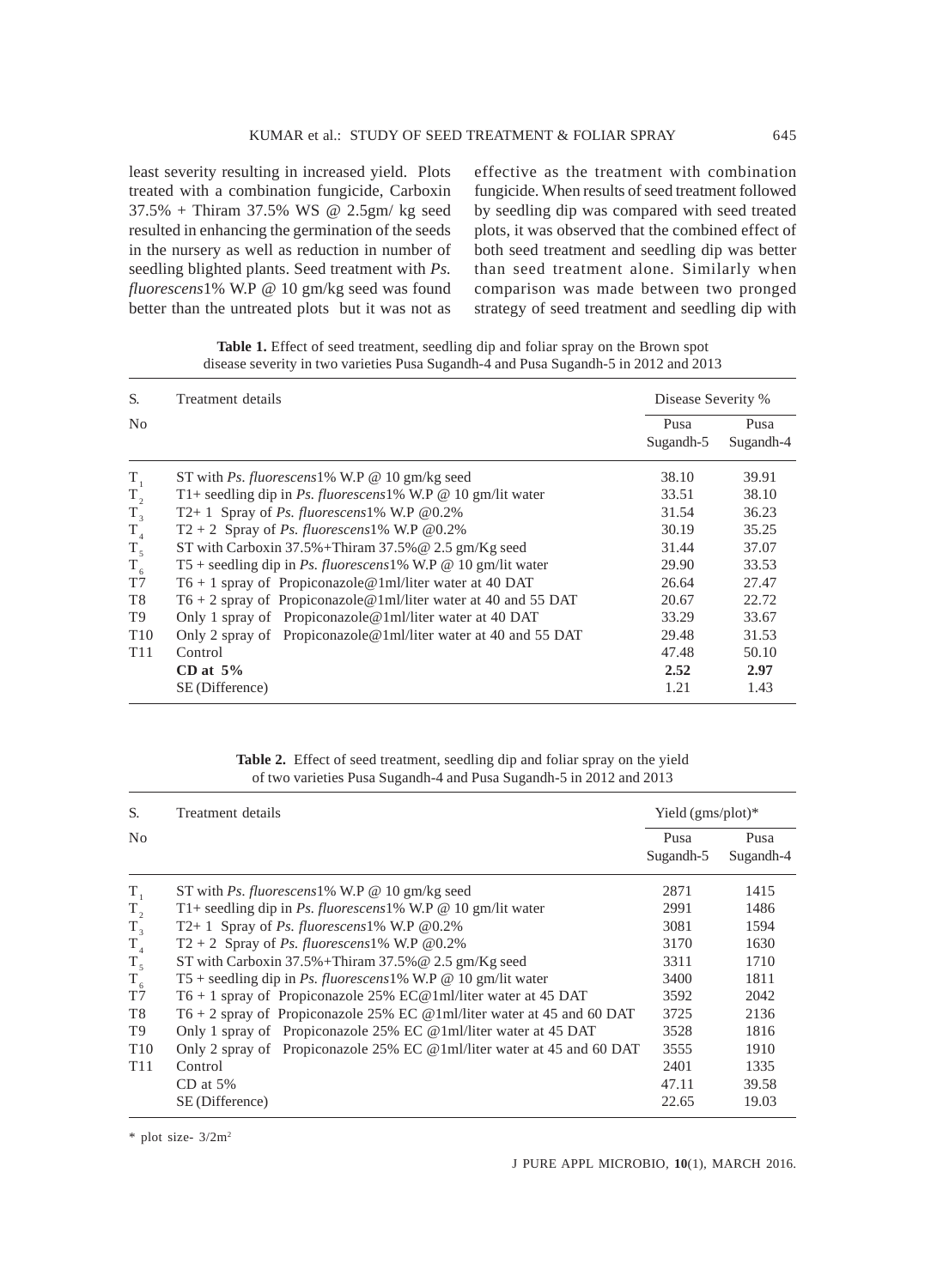least severity resulting in increased yield. Plots treated with a combination fungicide, Carboxin 37.5% + Thiram 37.5% WS @ 2.5gm/ kg seed resulted in enhancing the germination of the seeds in the nursery as well as reduction in number of seedling blighted plants. Seed treatment with *Ps. fluorescens*1% W.P @ 10 gm/kg seed was found better than the untreated plots but it was not as effective as the treatment with combination fungicide. When results of seed treatment followed by seedling dip was compared with seed treated plots, it was observed that the combined effect of both seed treatment and seedling dip was better than seed treatment alone. Similarly when comparison was made between two pronged strategy of seed treatment and seedling dip with

**Table 1.** Effect of seed treatment, seedling dip and foliar spray on the Brown spot disease severity in two varieties Pusa Sugandh-4 and Pusa Sugandh-5 in 2012 and 2013

| S. No | Treatment details | Disease Severity % | |
|---|---|---|---|
| | | Pusa Sugandh-5 | Pusa Sugandh-4 |
| $T_1$ | ST with *Ps. fluorescens*1% W.P @ 10 gm/kg seed | 38.10 | 39.91 |
| $T_2$ | T1+ seedling dip in *Ps. fluorescens*1% W.P @ 10 gm/lit water | 33.51 | 38.10 |
| $T_3$ | T2+ 1 Spray of *Ps. fluorescens*1% W.P @0.2% | 31.54 | 36.23 |
| $T_4$ | T2 + 2 Spray of *Ps. fluorescens*1% W.P @0.2% | 30.19 | 35.25 |
| $T_5$ | ST with Carboxin 37.5%+Thiram 37.5%@ 2.5 gm/Kg seed | 31.44 | 37.07 |
| $T_6$ | T5 + seedling dip in *Ps. fluorescens*1% W.P @ 10 gm/lit water | 29.90 | 33.53 |
| T7 | T6 + 1 spray of Propiconazole@1ml/liter water at 40 DAT | 26.64 | 27.47 |
| T8 | T6 + 2 spray of Propiconazole@1ml/liter water at 40 and 55 DAT | 20.67 | 22.72 |
| T9 | Only 1 spray of Propiconazole@1ml/liter water at 40 DAT | 33.29 | 33.67 |
| T10 | Only 2 spray of Propiconazole@1ml/liter water at 40 and 55 DAT | 29.48 | 31.53 |
| T11 | Control | 47.48 | 50.10 |
| | **CD at 5%** | **2.52** | **2.97** |
| | SE (Difference) | 1.21 | 1.43 |

**Table 2.** Effect of seed treatment, seedling dip and foliar spray on the yield of two varieties Pusa Sugandh-4 and Pusa Sugandh-5 in 2012 and 2013

| S. No | Treatment details | Yield (gms/plot)* | |
|---|---|---|---|
| | | Pusa Sugandh-5 | Pusa Sugandh-4 |
| $T_1$ | ST with *Ps. fluorescens*1% W.P @ 10 gm/kg seed | 2871 | 1415 |
| $T_2$ | T1+ seedling dip in *Ps. fluorescens*1% W.P @ 10 gm/lit water | 2991 | 1486 |
| $T_3$ | T2+ 1 Spray of *Ps. fluorescens*1% W.P @0.2% | 3081 | 1594 |
| $T_4$ | T2 + 2 Spray of *Ps. fluorescens*1% W.P @0.2% | 3170 | 1630 |
| $T_5$ | ST with Carboxin 37.5%+Thiram 37.5%@ 2.5 gm/Kg seed | 3311 | 1710 |
| $T_6$ | T5 + seedling dip in *Ps. fluorescens*1% W.P @ 10 gm/lit water | 3400 | 1811 |
| T7 | T6 + 1 spray of Propiconazole 25% EC@1ml/liter water at 45 DAT | 3592 | 2042 |
| T8 | T6 + 2 spray of Propiconazole 25% EC @1ml/liter water at 45 and 60 DAT | 3725 | 2136 |
| T9 | Only 1 spray of Propiconazole 25% EC @1ml/liter water at 45 DAT | 3528 | 1816 |
| T10 | Only 2 spray of Propiconazole 25% EC @1ml/liter water at 45 and 60 DAT | 3555 | 1910 |
| T11 | Control | 2401 | 1335 |
| | CD at 5% | 47.11 | 39.58 |
| | SE (Difference) | 22.65 | 19.03 |

\* plot size- 3/2m[2]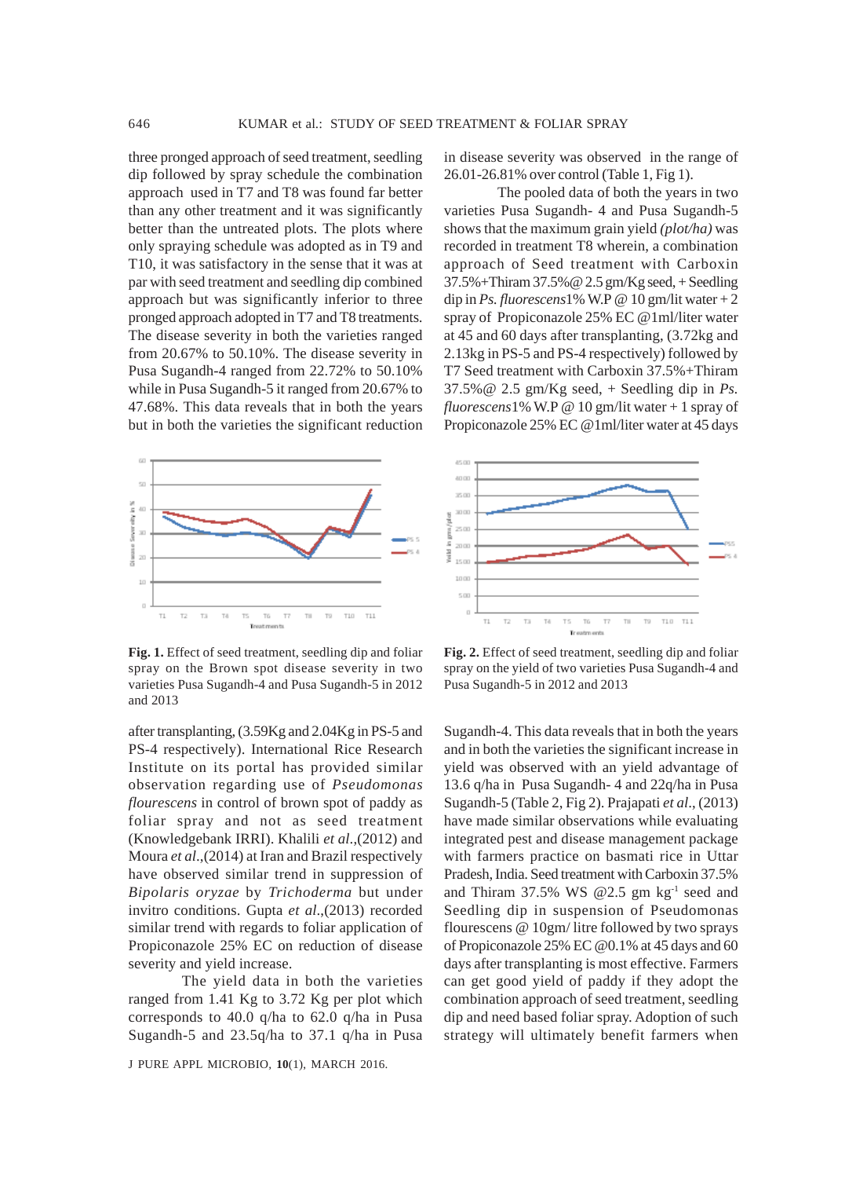three pronged approach of seed treatment, seedling dip followed by spray schedule the combination approach used in T7 and T8 was found far better than any other treatment and it was significantly better than the untreated plots. The plots where only spraying schedule was adopted as in T9 and T10, it was satisfactory in the sense that it was at par with seed treatment and seedling dip combined approach but was significantly inferior to three pronged approach adopted in T7 and T8 treatments. The disease severity in both the varieties ranged from 20.67% to 50.10%. The disease severity in Pusa Sugandh-4 ranged from 22.72% to 50.10% while in Pusa Sugandh-5 it ranged from 20.67% to 47.68%. This data reveals that in both the years but in both the varieties the significant reduction in disease severity was observed in the range of 26.01-26.81% over control (Table 1, Fig 1).

The pooled data of both the years in two varieties Pusa Sugandh- 4 and Pusa Sugandh-5 shows that the maximum grain yield *(plot/ha)* was recorded in treatment T8 wherein, a combination approach of Seed treatment with Carboxin 37.5%+Thiram 37.5%@ 2.5 gm/Kg seed, + Seedling dip in *Ps. fluorescens*1% W.P @ 10 gm/lit water + 2 spray of Propiconazole 25% EC @1ml/liter water at 45 and 60 days after transplanting, (3.72kg and 2.13kg in PS-5 and PS-4 respectively) followed by T7 Seed treatment with Carboxin 37.5%+Thiram 37.5%@ 2.5 gm/Kg seed, + Seedling dip in *Ps. fluorescens*1% W.P @ 10 gm/lit water + 1 spray of Propiconazole 25% EC @1ml/liter water at 45 days

**Fig. 1.** Effect of seed treatment, seedling dip and foliar spray on the Brown spot disease severity in two varieties Pusa Sugandh-4 and Pusa Sugandh-5 in 2012 and 2013

**Fig. 2.** Effect of seed treatment, seedling dip and foliar spray on the yield of two varieties Pusa Sugandh-4 and Pusa Sugandh-5 in 2012 and 2013

after transplanting, (3.59Kg and 2.04Kg in PS-5 and PS-4 respectively). International Rice Research Institute on its portal has provided similar observation regarding use of *Pseudomonas flourescens* in control of brown spot of paddy as foliar spray and not as seed treatment (Knowledgebank IRRI). Khalili *et al*.,(2012) and Moura *et al*.,(2014) at Iran and Brazil respectively have observed similar trend in suppression of *Bipolaris oryzae* by *Trichoderma* but under invitro conditions. Gupta *et al*.,(2013) recorded similar trend with regards to foliar application of Propiconazole 25% EC on reduction of disease severity and yield increase.

The yield data in both the varieties ranged from 1.41 Kg to 3.72 Kg per plot which corresponds to 40.0 q/ha to 62.0 q/ha in Pusa Sugandh-5 and 23.5q/ha to 37.1 q/ha in Pusa Sugandh-4. This data reveals that in both the years and in both the varieties the significant increase in yield was observed with an yield advantage of 13.6 q/ha in Pusa Sugandh- 4 and 22q/ha in Pusa Sugandh-5 (Table 2, Fig 2). Prajapati *et al*., (2013) have made similar observations while evaluating integrated pest and disease management package with farmers practice on basmati rice in Uttar Pradesh, India. Seed treatment with Carboxin 37.5% and Thiram 37.5% WS @2.5 gm $kg^{-1}$ seed and Seedling dip in suspension of Pseudomonas flourescens @ 10gm/ litre followed by two sprays of Propiconazole 25% EC @0.1% at 45 days and 60 days after transplanting is most effective. Farmers can get good yield of paddy if they adopt the combination approach of seed treatment, seedling dip and need based foliar spray. Adoption of such strategy will ultimately benefit farmers when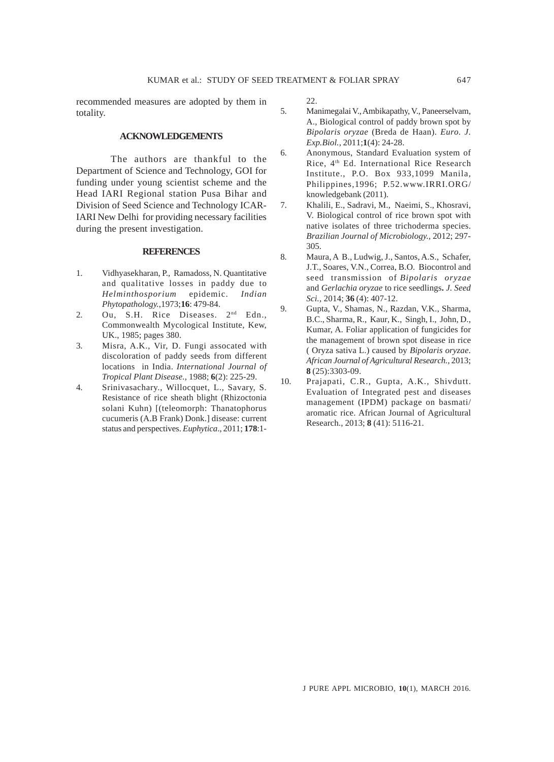recommended measures are adopted by them in totality.

## ACKNOWLEDGEMENTS

The authors are thankful to the Department of Science and Technology, GOI for funding under young scientist scheme and the Head IARI Regional station Pusa Bihar and Division of Seed Science and Technology ICAR-IARI New Delhi for providing necessary facilities during the present investigation.

## REFERENCES

1. Vidhyasekharan, P., Ramadoss, N. Quantitative and qualitative losses in paddy due to *Helminthosporium* epidemic. *Indian Phytopathology.*,1973;**16**: 479-84.
2. Ou, S.H. Rice Diseases. 2nd Edn., Commonwealth Mycological Institute, Kew, UK., 1985; pages 380.
3. Misra, A.K., Vir, D. Fungi assocated with discoloration of paddy seeds from different locations in India. *International Journal of Tropical Plant Disease.*, 1988; **6**(2): 225-29.
4. Srinivasachary., Willocquet, L., Savary, S. Resistance of rice sheath blight (Rhizoctonia solani Kuhn) [(teleomorph: Thanatophorus cucumeris (A.B Frank) Donk.] disease: current status and perspectives. *Euphytica*., 2011; **178**:1-22.
5. Manimegalai V., Ambikapathy, V., Paneerselvam, A., Biological control of paddy brown spot by *Bipolaris oryzae* (Breda de Haan). *Euro. J. Exp.Biol.,* 2011;**1**(4): 24-28.
6. Anonymous, Standard Evaluation system of Rice, 4th Ed. International Rice Research Institute., P.O. Box 933,1099 Manila, Philippines,1996; P.52.www.IRRI.ORG/knowledgebank (2011).
7. Khalili, E., Sadravi, M., Naeimi, S., Khosravi, V. Biological control of rice brown spot with native isolates of three trichoderma species. *Brazilian Journal of Microbiology.*, 2012; 297-305.
8. Maura, A B., Ludwig, J., Santos, A.S., Schafer, J.T., Soares, V.N., Correa, B.O. Biocontrol and seed transmission of *Bipolaris oryzae* and *Gerlachia oryzae* to rice seedlings**.** *J. Seed Sci.,* 2014; **36** (4): 407-12.
9. Gupta, V., Shamas, N., Razdan, V.K., Sharma, B.C., Sharma, R., Kaur, K., Singh, I., John, D., Kumar, A. Foliar application of fungicides for the management of brown spot disease in rice ( Oryza sativa L.) caused by *Bipolaris oryzae*. *African Journal of Agricultural Research.,* 2013; **8** (25):3303-09.
10. Prajapati, C.R., Gupta, A.K., Shivdutt. Evaluation of Integrated pest and diseases management (IPDM) package on basmati/aromatic rice. African Journal of Agricultural Research., 2013; **8** (41): 5116-21.